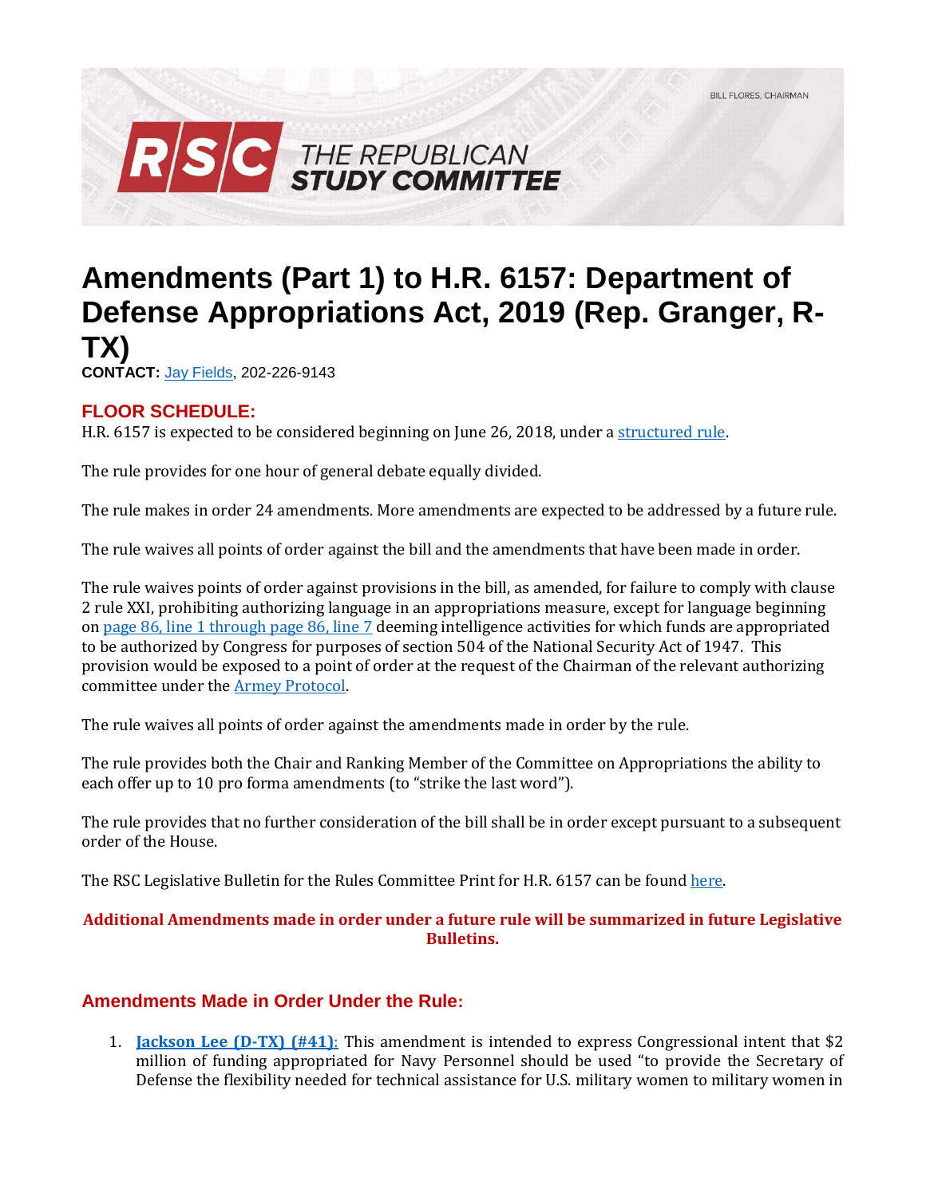BILL FLORES, CHAIRMAN

RSC THE REPUBLICAN STUDY COMMITTEE

# Amendments (Part 1) to H.R. 6157: Department of Defense Appropriations Act, 2019 (Rep. Granger, R-TX)

**CONTACT:** Jay Fields, 202-226-9143

## FLOOR SCHEDULE:

H.R. 6157 is expected to be considered beginning on June 26, 2018, under a structured rule.

The rule provides for one hour of general debate equally divided.

The rule makes in order 24 amendments. More amendments are expected to be addressed by a future rule.

The rule waives all points of order against the bill and the amendments that have been made in order.

The rule waives points of order against provisions in the bill, as amended, for failure to comply with clause 2 rule XXI, prohibiting authorizing language in an appropriations measure, except for language beginning on page 86, line 1 through page 86, line 7 deeming intelligence activities for which funds are appropriated to be authorized by Congress for purposes of section 504 of the National Security Act of 1947. This provision would be exposed to a point of order at the request of the Chairman of the relevant authorizing committee under the Armey Protocol.

The rule waives all points of order against the amendments made in order by the rule.

The rule provides both the Chair and Ranking Member of the Committee on Appropriations the ability to each offer up to 10 pro forma amendments (to "strike the last word").

The rule provides that no further consideration of the bill shall be in order except pursuant to a subsequent order of the House.

The RSC Legislative Bulletin for the Rules Committee Print for H.R. 6157 can be found here.

**Additional Amendments made in order under a future rule will be summarized in future Legislative Bulletins.**

## Amendments Made in Order Under the Rule:

1. **Jackson Lee (D-TX) (#41)**: This amendment is intended to express Congressional intent that $2 million of funding appropriated for Navy Personnel should be used "to provide the Secretary of Defense the flexibility needed for technical assistance for U.S. military women to military women in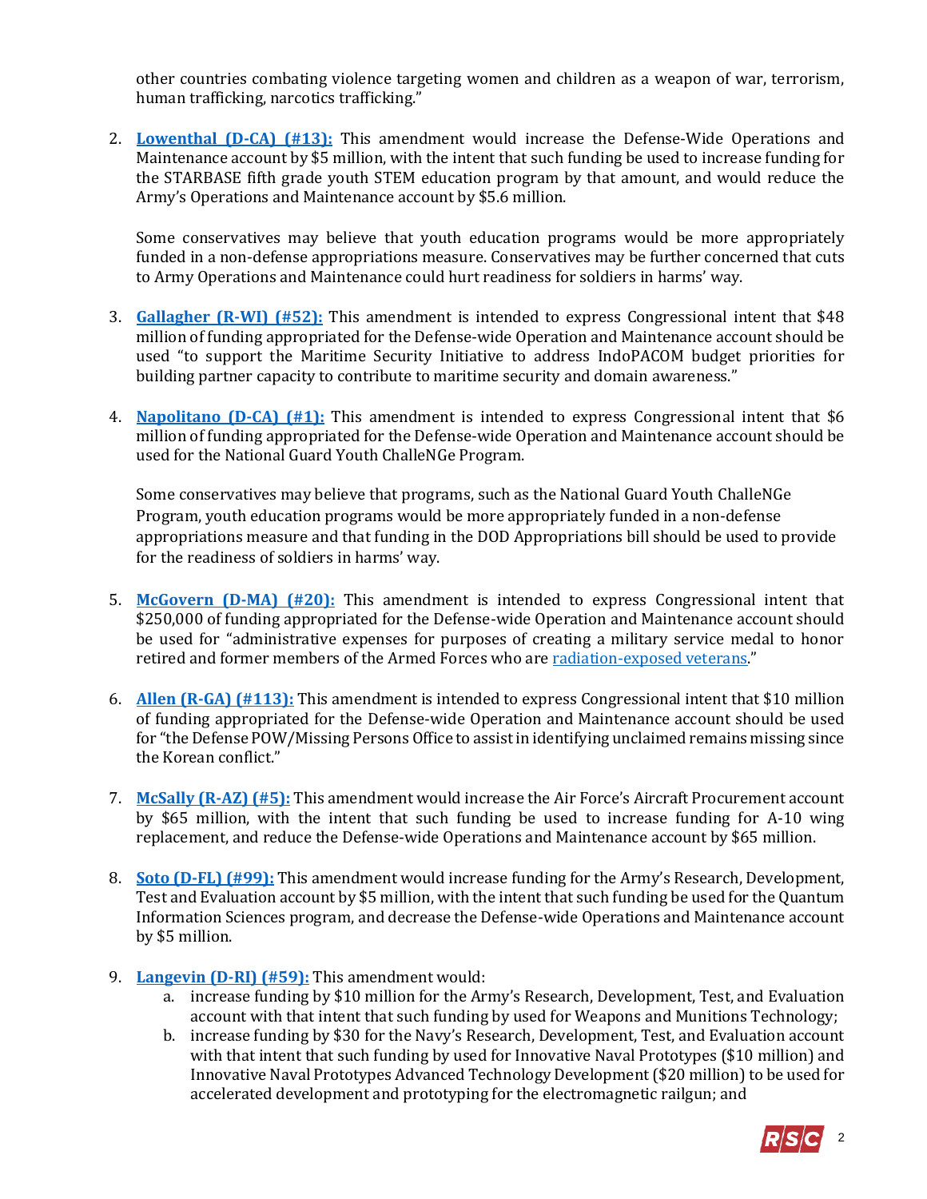other countries combating violence targeting women and children as a weapon of war, terrorism, human trafficking, narcotics trafficking."

2. **Lowenthal (D-CA) (#13):** This amendment would increase the Defense-Wide Operations and Maintenance account by $5 million, with the intent that such funding be used to increase funding for the STARBASE fifth grade youth STEM education program by that amount, and would reduce the Army's Operations and Maintenance account by $5.6 million.

   Some conservatives may believe that youth education programs would be more appropriately funded in a non-defense appropriations measure. Conservatives may be further concerned that cuts to Army Operations and Maintenance could hurt readiness for soldiers in harms' way.

3. **Gallagher (R-WI) (#52):** This amendment is intended to express Congressional intent that $48 million of funding appropriated for the Defense-wide Operation and Maintenance account should be used "to support the Maritime Security Initiative to address IndoPACOM budget priorities for building partner capacity to contribute to maritime security and domain awareness."

4. **Napolitano (D-CA) (#1):** This amendment is intended to express Congressional intent that $6 million of funding appropriated for the Defense-wide Operation and Maintenance account should be used for the National Guard Youth ChalleNGe Program.

   Some conservatives may believe that programs, such as the National Guard Youth ChalleNGe Program, youth education programs would be more appropriately funded in a non-defense appropriations measure and that funding in the DOD Appropriations bill should be used to provide for the readiness of soldiers in harms' way.

5. **McGovern (D-MA) (#20):** This amendment is intended to express Congressional intent that $250,000 of funding appropriated for the Defense-wide Operation and Maintenance account should be used for "administrative expenses for purposes of creating a military service medal to honor retired and former members of the Armed Forces who are radiation-exposed veterans."

6. **Allen (R-GA) (#113):** This amendment is intended to express Congressional intent that $10 million of funding appropriated for the Defense-wide Operation and Maintenance account should be used for "the Defense POW/Missing Persons Office to assist in identifying unclaimed remains missing since the Korean conflict."

7. **McSally (R-AZ) (#5):** This amendment would increase the Air Force's Aircraft Procurement account by $65 million, with the intent that such funding be used to increase funding for A-10 wing replacement, and reduce the Defense-wide Operations and Maintenance account by $65 million.

8. **Soto (D-FL) (#99):** This amendment would increase funding for the Army's Research, Development, Test and Evaluation account by $5 million, with the intent that such funding be used for the Quantum Information Sciences program, and decrease the Defense-wide Operations and Maintenance account by $5 million.

9. **Langevin (D-RI) (#59):** This amendment would:
   a. increase funding by $10 million for the Army's Research, Development, Test, and Evaluation account with that intent that such funding by used for Weapons and Munitions Technology;
   b. increase funding by $30 for the Navy's Research, Development, Test, and Evaluation account with that intent that such funding by used for Innovative Naval Prototypes ($10 million) and Innovative Naval Prototypes Advanced Technology Development ($20 million) to be used for accelerated development and prototyping for the electromagnetic railgun; and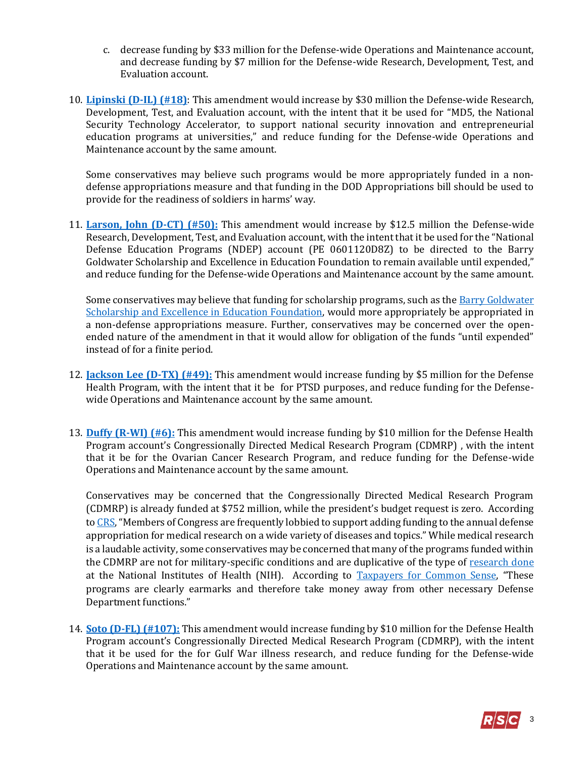c. decrease funding by $33 million for the Defense-wide Operations and Maintenance account, and decrease funding by $7 million for the Defense-wide Research, Development, Test, and Evaluation account.

10. **Lipinski (D-IL) (#18)**: This amendment would increase by $30 million the Defense-wide Research, Development, Test, and Evaluation account, with the intent that it be used for "MD5, the National Security Technology Accelerator, to support national security innovation and entrepreneurial education programs at universities," and reduce funding for the Defense-wide Operations and Maintenance account by the same amount.

    Some conservatives may believe such programs would be more appropriately funded in a non-defense appropriations measure and that funding in the DOD Appropriations bill should be used to provide for the readiness of soldiers in harms' way.

11. **Larson, John (D-CT) (#50):** This amendment would increase by $12.5 million the Defense-wide Research, Development, Test, and Evaluation account, with the intent that it be used for the "National Defense Education Programs (NDEP) account (PE 0601120D8Z) to be directed to the Barry Goldwater Scholarship and Excellence in Education Foundation to remain available until expended," and reduce funding for the Defense-wide Operations and Maintenance account by the same amount.

    Some conservatives may believe that funding for scholarship programs, such as the Barry Goldwater Scholarship and Excellence in Education Foundation, would more appropriately be appropriated in a non-defense appropriations measure. Further, conservatives may be concerned over the open-ended nature of the amendment in that it would allow for obligation of the funds "until expended" instead of for a finite period.

12. **Jackson Lee (D-TX) (#49):** This amendment would increase funding by $5 million for the Defense Health Program, with the intent that it be for PTSD purposes, and reduce funding for the Defense-wide Operations and Maintenance account by the same amount.

13. **Duffy (R-WI) (#6):** This amendment would increase funding by $10 million for the Defense Health Program account's Congressionally Directed Medical Research Program (CDMRP) , with the intent that it be for the Ovarian Cancer Research Program, and reduce funding for the Defense-wide Operations and Maintenance account by the same amount.

    Conservatives may be concerned that the Congressionally Directed Medical Research Program (CDMRP) is already funded at $752 million, while the president's budget request is zero. According to CRS, "Members of Congress are frequently lobbied to support adding funding to the annual defense appropriation for medical research on a wide variety of diseases and topics." While medical research is a laudable activity, some conservatives may be concerned that many of the programs funded within the CDMRP are not for military-specific conditions and are duplicative of the type of research done at the National Institutes of Health (NIH). According to Taxpayers for Common Sense, "These programs are clearly earmarks and therefore take money away from other necessary Defense Department functions."

14. **Soto (D-FL) (#107):** This amendment would increase funding by $10 million for the Defense Health Program account's Congressionally Directed Medical Research Program (CDMRP), with the intent that it be used for the for Gulf War illness research, and reduce funding for the Defense-wide Operations and Maintenance account by the same amount.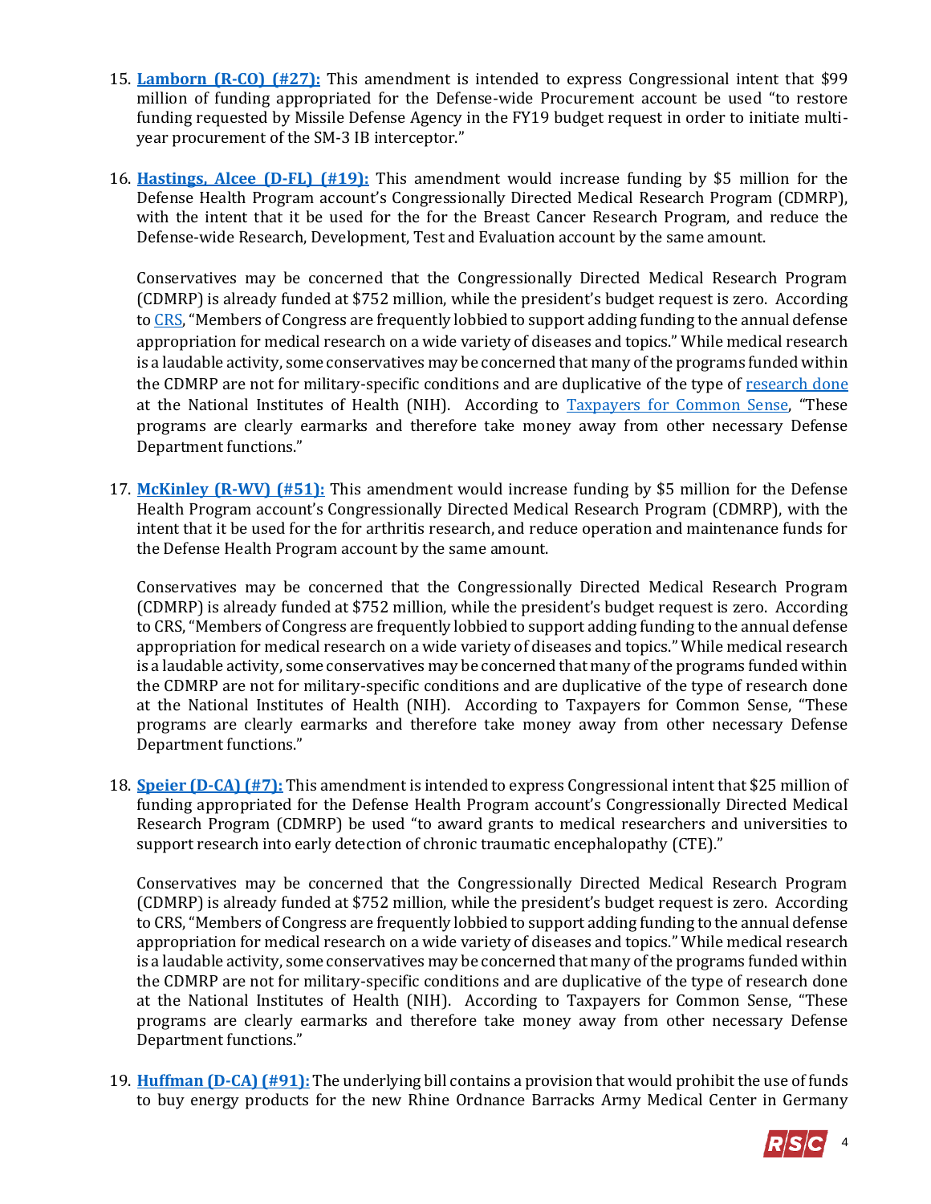15. **Lamborn (R-CO) (#27):** This amendment is intended to express Congressional intent that $99 million of funding appropriated for the Defense-wide Procurement account be used "to restore funding requested by Missile Defense Agency in the FY19 budget request in order to initiate multi-year procurement of the SM-3 IB interceptor."

16. **Hastings, Alcee (D-FL) (#19):** This amendment would increase funding by $5 million for the Defense Health Program account's Congressionally Directed Medical Research Program (CDMRP), with the intent that it be used for the for the Breast Cancer Research Program, and reduce the Defense-wide Research, Development, Test and Evaluation account by the same amount.

    Conservatives may be concerned that the Congressionally Directed Medical Research Program (CDMRP) is already funded at $752 million, while the president's budget request is zero. According to CRS, "Members of Congress are frequently lobbied to support adding funding to the annual defense appropriation for medical research on a wide variety of diseases and topics." While medical research is a laudable activity, some conservatives may be concerned that many of the programs funded within the CDMRP are not for military-specific conditions and are duplicative of the type of research done at the National Institutes of Health (NIH). According to Taxpayers for Common Sense, "These programs are clearly earmarks and therefore take money away from other necessary Defense Department functions."

17. **McKinley (R-WV) (#51):** This amendment would increase funding by $5 million for the Defense Health Program account's Congressionally Directed Medical Research Program (CDMRP), with the intent that it be used for the for arthritis research, and reduce operation and maintenance funds for the Defense Health Program account by the same amount.

    Conservatives may be concerned that the Congressionally Directed Medical Research Program (CDMRP) is already funded at $752 million, while the president's budget request is zero. According to CRS, "Members of Congress are frequently lobbied to support adding funding to the annual defense appropriation for medical research on a wide variety of diseases and topics." While medical research is a laudable activity, some conservatives may be concerned that many of the programs funded within the CDMRP are not for military-specific conditions and are duplicative of the type of research done at the National Institutes of Health (NIH). According to Taxpayers for Common Sense, "These programs are clearly earmarks and therefore take money away from other necessary Defense Department functions."

18. **Speier (D-CA) (#7):** This amendment is intended to express Congressional intent that $25 million of funding appropriated for the Defense Health Program account's Congressionally Directed Medical Research Program (CDMRP) be used "to award grants to medical researchers and universities to support research into early detection of chronic traumatic encephalopathy (CTE)."

    Conservatives may be concerned that the Congressionally Directed Medical Research Program (CDMRP) is already funded at $752 million, while the president's budget request is zero. According to CRS, "Members of Congress are frequently lobbied to support adding funding to the annual defense appropriation for medical research on a wide variety of diseases and topics." While medical research is a laudable activity, some conservatives may be concerned that many of the programs funded within the CDMRP are not for military-specific conditions and are duplicative of the type of research done at the National Institutes of Health (NIH). According to Taxpayers for Common Sense, "These programs are clearly earmarks and therefore take money away from other necessary Defense Department functions."

19. **Huffman (D-CA) (#91):** The underlying bill contains a provision that would prohibit the use of funds to buy energy products for the new Rhine Ordnance Barracks Army Medical Center in Germany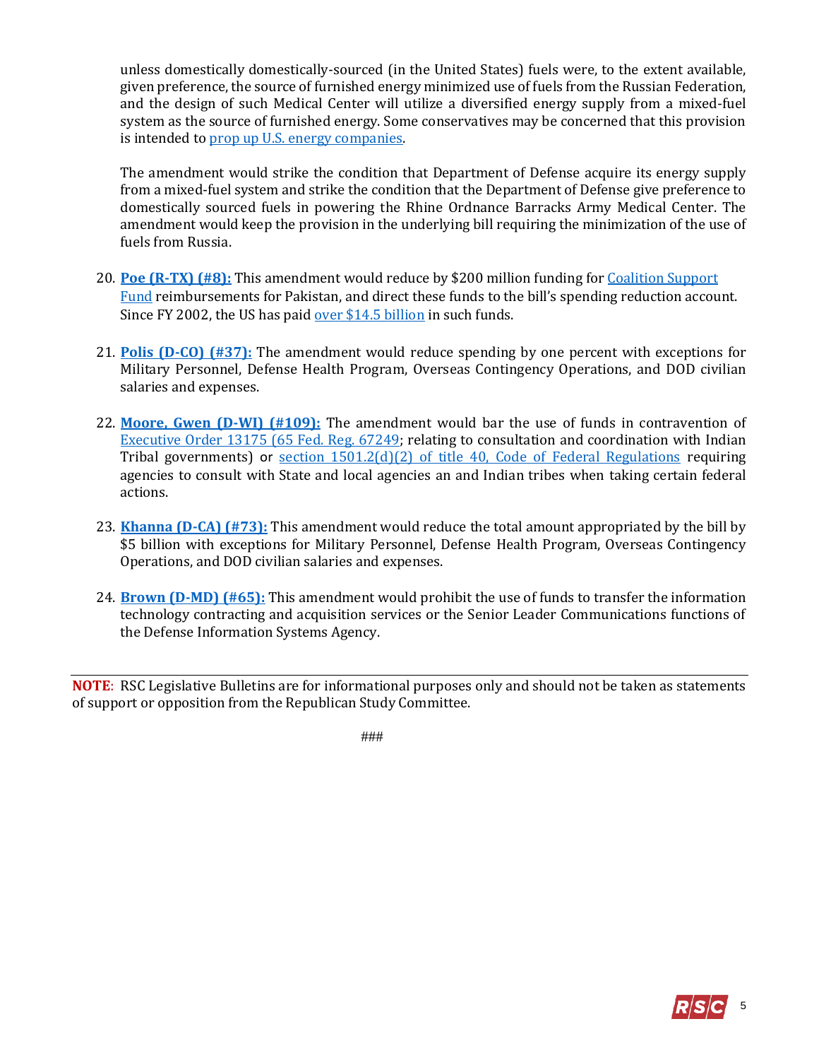unless domestically domestically-sourced (in the United States) fuels were, to the extent available, given preference, the source of furnished energy minimized use of fuels from the Russian Federation, and the design of such Medical Center will utilize a diversified energy supply from a mixed-fuel system as the source of furnished energy. Some conservatives may be concerned that this provision is intended to prop up U.S. energy companies.

The amendment would strike the condition that Department of Defense acquire its energy supply from a mixed-fuel system and strike the condition that the Department of Defense give preference to domestically sourced fuels in powering the Rhine Ordnance Barracks Army Medical Center. The amendment would keep the provision in the underlying bill requiring the minimization of the use of fuels from Russia.

20. **Poe (R-TX) (#8):** This amendment would reduce by $200 million funding for Coalition Support Fund reimbursements for Pakistan, and direct these funds to the bill's spending reduction account. Since FY 2002, the US has paid over $14.5 billion in such funds.

21. **Polis (D-CO) (#37):** The amendment would reduce spending by one percent with exceptions for Military Personnel, Defense Health Program, Overseas Contingency Operations, and DOD civilian salaries and expenses.

22. **Moore, Gwen (D-WI) (#109):** The amendment would bar the use of funds in contravention of Executive Order 13175 (65 Fed. Reg. 67249; relating to consultation and coordination with Indian Tribal governments) or section 1501.2(d)(2) of title 40, Code of Federal Regulations requiring agencies to consult with State and local agencies an and Indian tribes when taking certain federal actions.

23. **Khanna (D-CA) (#73):** This amendment would reduce the total amount appropriated by the bill by $5 billion with exceptions for Military Personnel, Defense Health Program, Overseas Contingency Operations, and DOD civilian salaries and expenses.

24. **Brown (D-MD) (#65):** This amendment would prohibit the use of funds to transfer the information technology contracting and acquisition services or the Senior Leader Communications functions of the Defense Information Systems Agency.

---

**NOTE**: RSC Legislative Bulletins are for informational purposes only and should not be taken as statements of support or opposition from the Republican Study Committee.

###